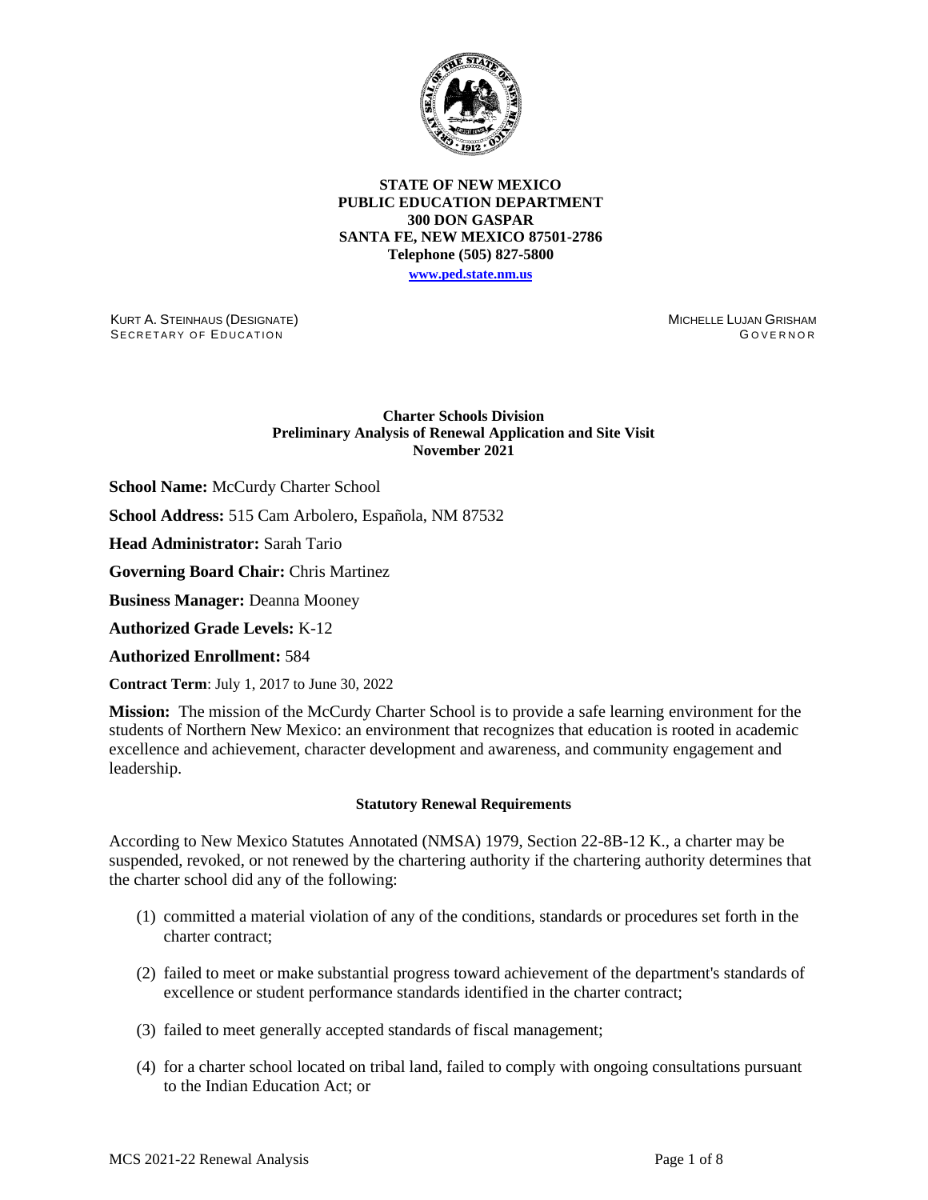**STATE OF NEW MEXICO**
**PUBLIC EDUCATION DEPARTMENT**
**300 DON GASPAR**
**SANTA FE, NEW MEXICO 87501-2786**
**Telephone (505) 827-5800**
**www.ped.state.nm.us**

KURT A. STEINHAUS (DESIGNATE)
SECRETARY OF EDUCATION

MICHELLE LUJAN GRISHAM
GOVERNOR

**Charter Schools Division**
**Preliminary Analysis of Renewal Application and Site Visit**
**November 2021**

**School Name:** McCurdy Charter School

**School Address:** 515 Cam Arbolero, Española, NM 87532

**Head Administrator:** Sarah Tario

**Governing Board Chair:** Chris Martinez

**Business Manager:** Deanna Mooney

**Authorized Grade Levels:** K-12

**Authorized Enrollment:** 584

**Contract Term**: July 1, 2017 to June 30, 2022

**Mission:** The mission of the McCurdy Charter School is to provide a safe learning environment for the students of Northern New Mexico: an environment that recognizes that education is rooted in academic excellence and achievement, character development and awareness, and community engagement and leadership.

**Statutory Renewal Requirements**

According to New Mexico Statutes Annotated (NMSA) 1979, Section 22-8B-12 K., a charter may be suspended, revoked, or not renewed by the chartering authority if the chartering authority determines that the charter school did any of the following:

(1) committed a material violation of any of the conditions, standards or procedures set forth in the charter contract;

(2) failed to meet or make substantial progress toward achievement of the department's standards of excellence or student performance standards identified in the charter contract;

(3) failed to meet generally accepted standards of fiscal management;

(4) for a charter school located on tribal land, failed to comply with ongoing consultations pursuant to the Indian Education Act; or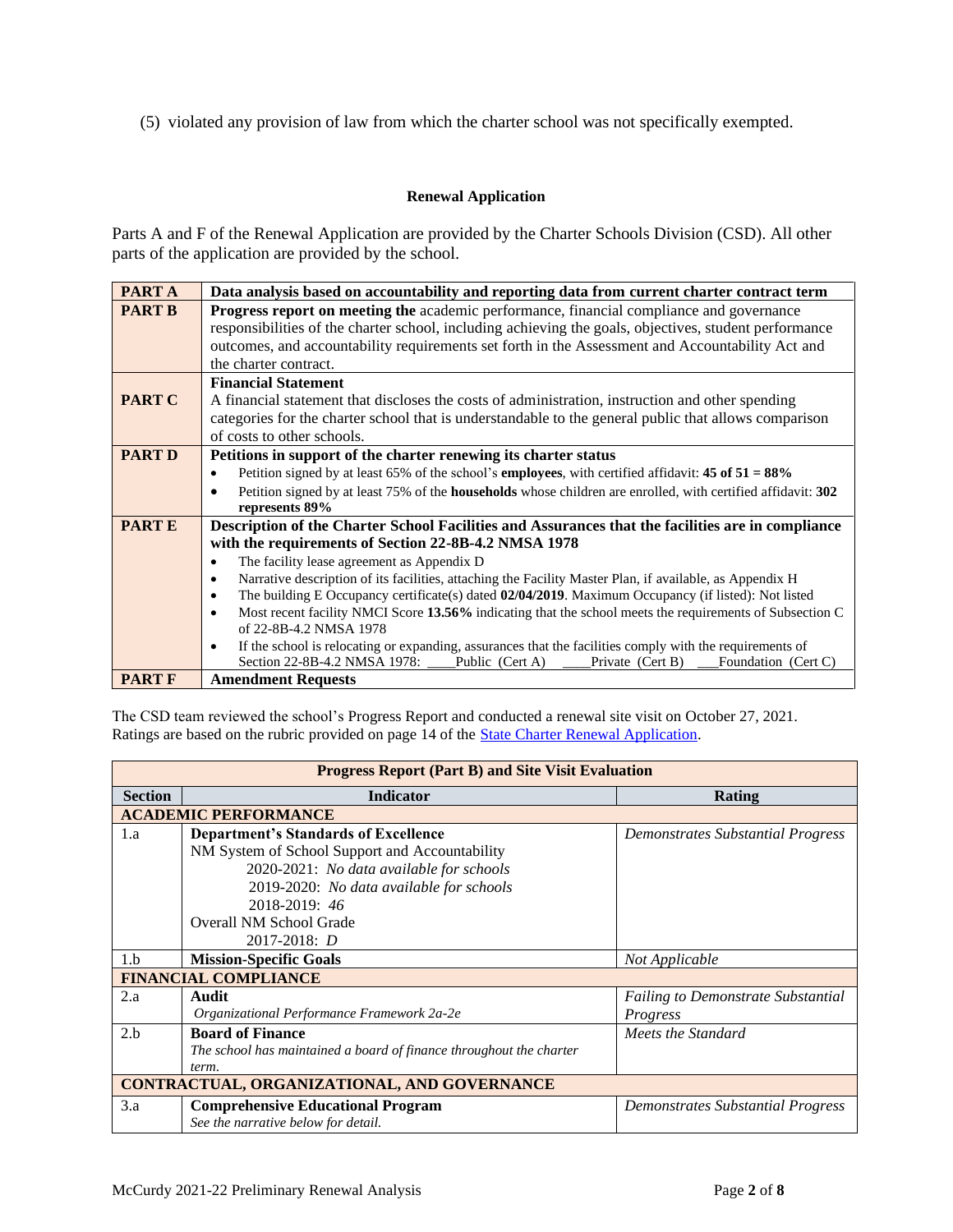(5) violated any provision of law from which the charter school was not specifically exempted.

**Renewal Application**

Parts A and F of the Renewal Application are provided by the Charter Schools Division (CSD). All other parts of the application are provided by the school.

| | |
|---|---|
| **PART A** | **Data analysis based on accountability and reporting data from current charter contract term** |
| **PART B** | **Progress report on meeting the** academic performance, financial compliance and governance responsibilities of the charter school, including achieving the goals, objectives, student performance outcomes, and accountability requirements set forth in the Assessment and Accountability Act and the charter contract. |
| **PART C** | **Financial Statement**<br>A financial statement that discloses the costs of administration, instruction and other spending categories for the charter school that is understandable to the general public that allows comparison of costs to other schools. |
| **PART D** | **Petitions in support of the charter renewing its charter status**<br>• Petition signed by at least 65% of the school's **employees**, with certified affidavit: **45 of 51 = 88%**<br>• Petition signed by at least 75% of the **households** whose children are enrolled, with certified affidavit: **302 represents 89%** |
| **PART E** | **Description of the Charter School Facilities and Assurances that the facilities are in compliance with the requirements of Section 22-8B-4.2 NMSA 1978**<br>• The facility lease agreement as Appendix D<br>• Narrative description of its facilities, attaching the Facility Master Plan, if available, as Appendix H<br>• The building E Occupancy certificate(s) dated **02/04/2019**. Maximum Occupancy (if listed): Not listed<br>• Most recent facility NMCI Score **13.56%** indicating that the school meets the requirements of Subsection C of 22-8B-4.2 NMSA 1978<br>• If the school is relocating or expanding, assurances that the facilities comply with the requirements of Section 22-8B-4.2 NMSA 1978: ____Public (Cert A) ____Private (Cert B) ___Foundation (Cert C) |
| **PART F** | **Amendment Requests** |

The CSD team reviewed the school's Progress Report and conducted a renewal site visit on October 27, 2021. Ratings are based on the rubric provided on page 14 of the State Charter Renewal Application.

| **Progress Report (Part B) and Site Visit Evaluation** | | |
|---|---|---|
| **Section** | **Indicator** | **Rating** |
| **ACADEMIC PERFORMANCE** | | |
| 1.a | **Department's Standards of Excellence**<br>NM System of School Support and Accountability<br>2020-2021: *No data available for schools*<br>2019-2020: *No data available for schools*<br>2018-2019: *46*<br>Overall NM School Grade<br>2017-2018: *D* | *Demonstrates Substantial Progress* |
| 1.b | **Mission-Specific Goals** | *Not Applicable* |
| **FINANCIAL COMPLIANCE** | | |
| 2.a | **Audit**<br>*Organizational Performance Framework 2a-2e* | *Failing to Demonstrate Substantial Progress* |
| 2.b | **Board of Finance**<br>*The school has maintained a board of finance throughout the charter term.* | *Meets the Standard* |
| **CONTRACTUAL, ORGANIZATIONAL, AND GOVERNANCE** | | |
| 3.a | **Comprehensive Educational Program**<br>*See the narrative below for detail.* | *Demonstrates Substantial Progress* |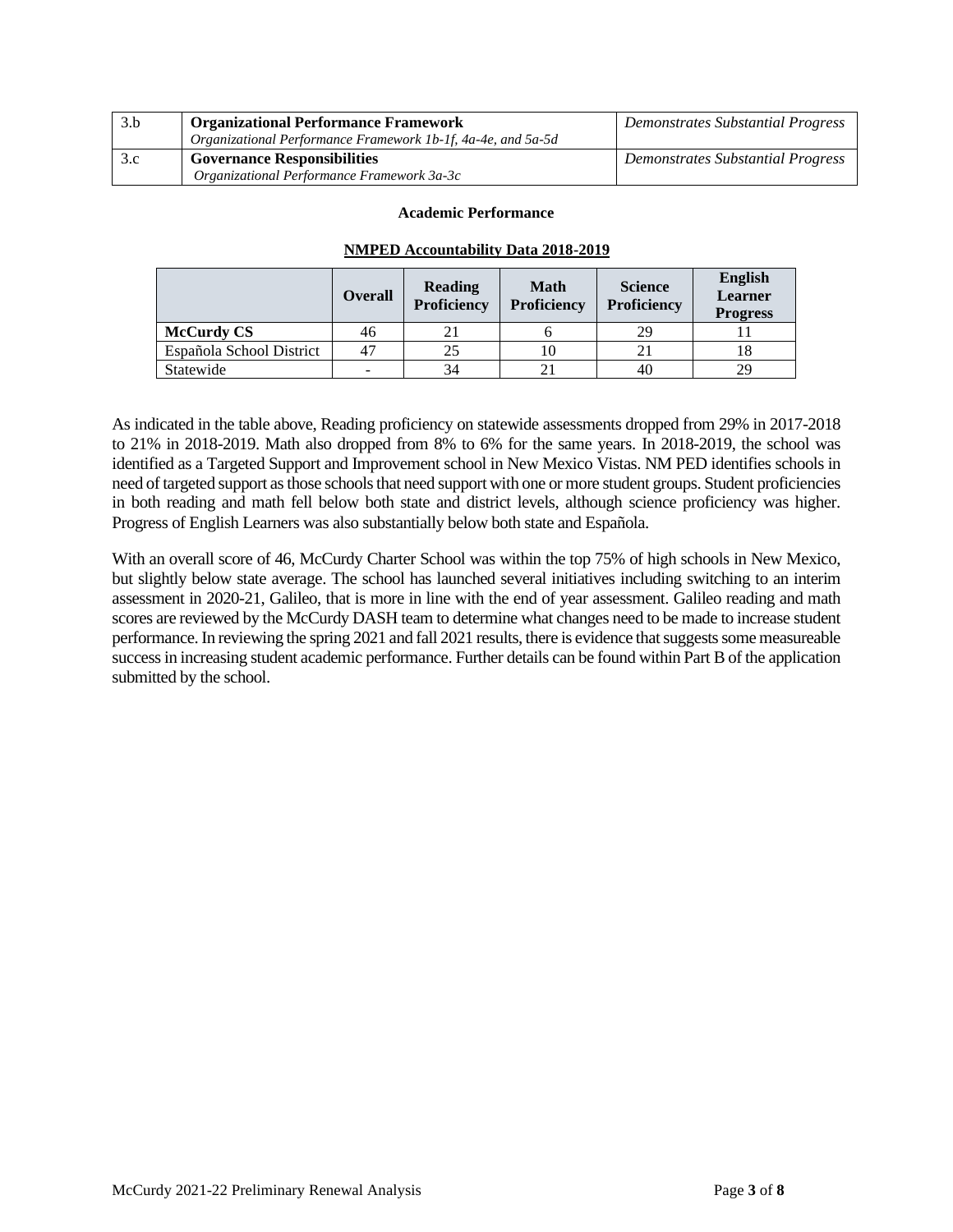| | | |
|---|---|---|
| 3.b | **Organizational Performance Framework**<br>*Organizational Performance Framework 1b-1f, 4a-4e, and 5a-5d* | *Demonstrates Substantial Progress* |
| 3.c | **Governance Responsibilities**<br>*Organizational Performance Framework 3a-3c* | *Demonstrates Substantial Progress* |

**Academic Performance**

**NMPED Accountability Data 2018-2019**

| | Overall | Reading Proficiency | Math Proficiency | Science Proficiency | English Learner Progress |
|---|---|---|---|---|---|
| **McCurdy CS** | 46 | 21 | 6 | 29 | 11 |
| Española School District | 47 | 25 | 10 | 21 | 18 |
| Statewide | - | 34 | 21 | 40 | 29 |

As indicated in the table above, Reading proficiency on statewide assessments dropped from 29% in 2017-2018 to 21% in 2018-2019. Math also dropped from 8% to 6% for the same years. In 2018-2019, the school was identified as a Targeted Support and Improvement school in New Mexico Vistas. NM PED identifies schools in need of targeted support as those schools that need support with one or more student groups. Student proficiencies in both reading and math fell below both state and district levels, although science proficiency was higher. Progress of English Learners was also substantially below both state and Española.

With an overall score of 46, McCurdy Charter School was within the top 75% of high schools in New Mexico, but slightly below state average. The school has launched several initiatives including switching to an interim assessment in 2020-21, Galileo, that is more in line with the end of year assessment. Galileo reading and math scores are reviewed by the McCurdy DASH team to determine what changes need to be made to increase student performance. In reviewing the spring 2021 and fall 2021 results, there is evidence that suggests some measureable success in increasing student academic performance. Further details can be found within Part B of the application submitted by the school.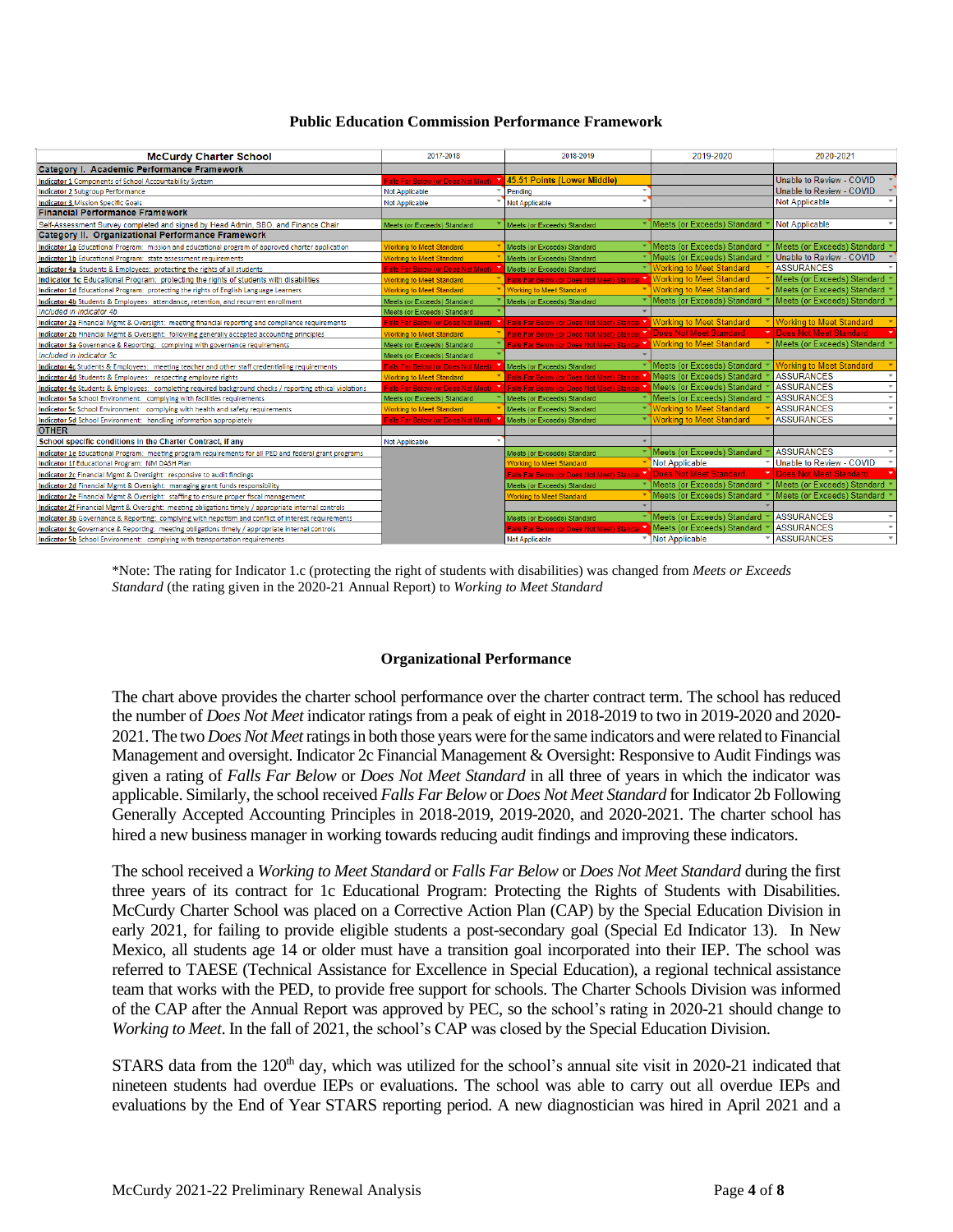## Public Education Commission Performance Framework

| McCurdy Charter School | 2017-2018 | 2018-2019 | 2019-2020 | 2020-2021 |
|---|---|---|---|---|
| **Category I. Academic Performance Framework** | | | | |
| Indicator 1 Components of School Accountability System | Falls Far Below (or Does Not Meet) | 45.51 Points (Lower Middle) | | Unable to Review - COVID |
| Indicator 2 Subgroup Performance | Not Applicable | Pending | | Unable to Review - COVID |
| Indicator 3 Mission Specific Goals | Not Applicable | Not Applicable | | Not Applicable |
| **Financial Performance Framework** | | | | |
| Self-Assessment Survey completed and signed by Head Admin, SBO, and Finance Chair | Meets (or Exceeds) Standard | Meets (or Exceeds) Standard | Meets (or Exceeds) Standard | Not Applicable |
| **Category II. Organizational Performance Framework** | | | | |
| Indicator 1a Educational Program: mission and educational program of approved charter application | Working to Meet Standard | Meets (or Exceeds) Standard | Meets (or Exceeds) Standard | Meets (or Exceeds) Standard |
| Indicator 1b Educational Program: state assessment requirements | Working to Meet Standard | Meets (or Exceeds) Standard | Meets (or Exceeds) Standard | Unable to Review - COVID |
| Indicator 4a Students & Employees: protecting the rights of all students | Falls Far Below (or Does Not Meet) | Meets (or Exceeds) Standard | Working to Meet Standard | ASSURANCES |
| Indicator 1c Educational Program: protecting the rights of students with disabilities | Working to Meet Standard | Falls Far Below (or Does Not Meet) Standard | Working to Meet Standard | Meets (or Exceeds) Standard |
| Indicator 1d Educational Program: protecting the rights of English Language Learners | Working to Meet Standard | Working to Meet Standard | Working to Meet Standard | Meets (or Exceeds) Standard |
| Indicator 4b Students & Employees: attendance, retention, and recurrent enrollment | Meets (or Exceeds) Standard | Meets (or Exceeds) Standard | Meets (or Exceeds) Standard | Meets (or Exceeds) Standard |
| *Included in Indicator 4b* | Meets (or Exceeds) Standard | | | |
| Indicator 2a Financial Mgmt & Oversight: meeting financial reporting and compliance requirements | Falls Far Below (or Does Not Meet) | Falls Far Below (or Does Not Meet) Standard | Working to Meet Standard | Working to Meet Standard |
| Indicator 2b Financial Mgmt & Oversight: following generally accepted accounting principles | Working to Meet Standard | Falls Far Below (or Does Not Meet) Standard | Does Not Meet Standard | Does Not Meet Standard |
| Indicator 3a Governance & Reporting: complying with governance requirements | Meets (or Exceeds) Standard | Falls Far Below (or Does Not Meet) Standard | Working to Meet Standard | Meets (or Exceeds) Standard |
| *Included in Indicator 3c* | Meets (or Exceeds) Standard | | | |
| Indicator 4c Students & Employees: meeting teacher and other staff credentialing requirements | Falls Far Below (or Does Not Meet) | Meets (or Exceeds) Standard | Meets (or Exceeds) Standard | Working to Meet Standard |
| Indicator 4d Students & Employees: respecting employee rights | Working to Meet Standard | Falls Far Below (or Does Not Meet) Standard | Meets (or Exceeds) Standard | ASSURANCES |
| Indicator 4e Students & Employees: completing required background checks / reporting ethical violations | Falls Far Below (or Does Not Meet) | Falls Far Below (or Does Not Meet) Standard | Meets (or Exceeds) Standard | ASSURANCES |
| Indicator 5a School Environment: complying with facilities requirements | Meets (or Exceeds) Standard | Meets (or Exceeds) Standard | Meets (or Exceeds) Standard | ASSURANCES |
| Indicator 5c School Environment: complying with health and safety requirements | Working to Meet Standard | Meets (or Exceeds) Standard | Working to Meet Standard | ASSURANCES |
| Indicator 5d School Environment: handling information appropriately | Falls Far Below (or Does Not Meet) | Meets (or Exceeds) Standard | Working to Meet Standard | ASSURANCES |
| **OTHER** | | | | |
| School specific conditions in the Charter Contract, if any | Not Applicable | | | |
| Indicator 1e Educational Program: meeting program requirements for all PED and federal grant programs | | Meets (or Exceeds) Standard | Meets (or Exceeds) Standard | ASSURANCES |
| Indicator 1f Educational Program: NM DASH Plan | | Working to Meet Standard | Not Applicable | Unable to Review - COVID |
| Indicator 2c Financial Mgmt & Oversight: responsive to audit findings | | Falls Far Below (or Does Not Meet) Standard | Does Not Meet Standard | Does Not Meet Standard |
| Indicator 2d Financial Mgmt & Oversight: managing grant funds responsibility | | Meets (or Exceeds) Standard | Meets (or Exceeds) Standard | Meets (or Exceeds) Standard |
| Indicator 2e Financial Mgmt & Oversight: staffing to ensure proper fiscal management | | Working to Meet Standard | Meets (or Exceeds) Standard | Meets (or Exceeds) Standard |
| Indicator 2f Financial Mgmt & Oversight: meeting obligations timely / appropriate internal controls | | | | |
| Indicator 3b Governance & Reporting: complying with nepotism and conflict of interest requirements | | Meets (or Exceeds) Standard | Meets (or Exceeds) Standard | ASSURANCES |
| Indicator 3c Governance & Reporting: meeting obligations timely / appropriate internal controls | | Falls Far Below (or Does Not Meet) Standard | Meets (or Exceeds) Standard | ASSURANCES |
| Indicator 5b School Environment: complying with transportation requirements | | Not Applicable | Not Applicable | ASSURANCES |

*Note: The rating for Indicator 1.c (protecting the right of students with disabilities) was changed from *Meets or Exceeds Standard* (the rating given in the 2020-21 Annual Report) to *Working to Meet Standard*

### Organizational Performance

The chart above provides the charter school performance over the charter contract term. The school has reduced the number of *Does Not Meet* indicator ratings from a peak of eight in 2018-2019 to two in 2019-2020 and 2020-2021. The two *Does Not Meet* ratings in both those years were for the same indicators and were related to Financial Management and oversight. Indicator 2c Financial Management & Oversight: Responsive to Audit Findings was given a rating of *Falls Far Below* or *Does Not Meet Standard* in all three of years in which the indicator was applicable. Similarly, the school received *Falls Far Below* or *Does Not Meet Standard* for Indicator 2b Following Generally Accepted Accounting Principles in 2018-2019, 2019-2020, and 2020-2021. The charter school has hired a new business manager in working towards reducing audit findings and improving these indicators.

The school received a *Working to Meet Standard* or *Falls Far Below* or *Does Not Meet Standard* during the first three years of its contract for 1c Educational Program: Protecting the Rights of Students with Disabilities. McCurdy Charter School was placed on a Corrective Action Plan (CAP) by the Special Education Division in early 2021, for failing to provide eligible students a post-secondary goal (Special Ed Indicator 13). In New Mexico, all students age 14 or older must have a transition goal incorporated into their IEP. The school was referred to TAESE (Technical Assistance for Excellence in Special Education), a regional technical assistance team that works with the PED, to provide free support for schools. The Charter Schools Division was informed of the CAP after the Annual Report was approved by PEC, so the school's rating in 2020-21 should change to *Working to Meet*. In the fall of 2021, the school's CAP was closed by the Special Education Division.

STARS data from the 120th day, which was utilized for the school's annual site visit in 2020-21 indicated that nineteen students had overdue IEPs or evaluations. The school was able to carry out all overdue IEPs and evaluations by the End of Year STARS reporting period. A new diagnostician was hired in April 2021 and a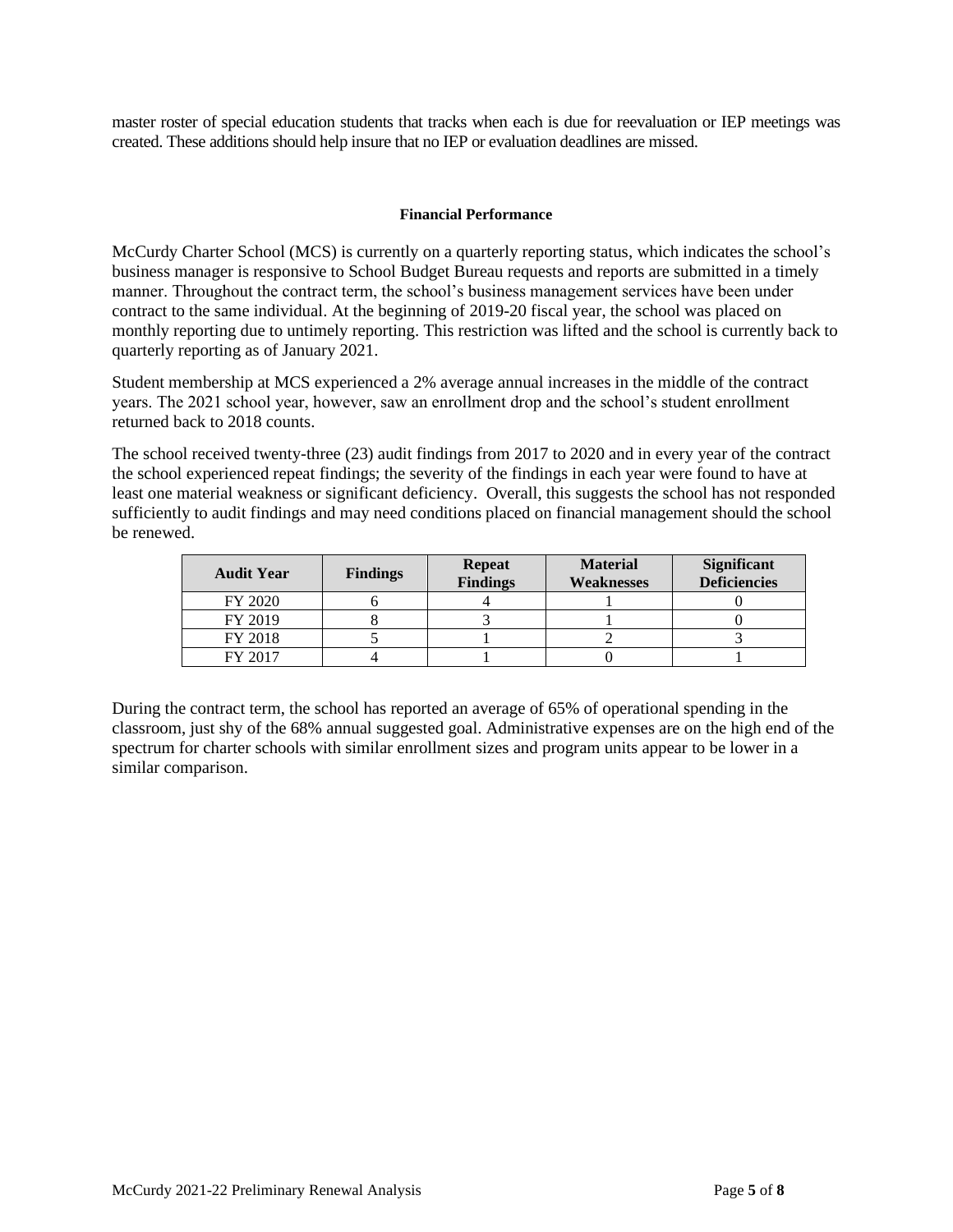master roster of special education students that tracks when each is due for reevaluation or IEP meetings was created. These additions should help insure that no IEP or evaluation deadlines are missed.

### Financial Performance

McCurdy Charter School (MCS) is currently on a quarterly reporting status, which indicates the school's business manager is responsive to School Budget Bureau requests and reports are submitted in a timely manner. Throughout the contract term, the school's business management services have been under contract to the same individual. At the beginning of 2019-20 fiscal year, the school was placed on monthly reporting due to untimely reporting. This restriction was lifted and the school is currently back to quarterly reporting as of January 2021.

Student membership at MCS experienced a 2% average annual increases in the middle of the contract years. The 2021 school year, however, saw an enrollment drop and the school's student enrollment returned back to 2018 counts.

The school received twenty-three (23) audit findings from 2017 to 2020 and in every year of the contract the school experienced repeat findings; the severity of the findings in each year were found to have at least one material weakness or significant deficiency. Overall, this suggests the school has not responded sufficiently to audit findings and may need conditions placed on financial management should the school be renewed.

| Audit Year | Findings | Repeat Findings | Material Weaknesses | Significant Deficiencies |
|---|---|---|---|---|
| FY 2020 | 6 | 4 | 1 | 0 |
| FY 2019 | 8 | 3 | 1 | 0 |
| FY 2018 | 5 | 1 | 2 | 3 |
| FY 2017 | 4 | 1 | 0 | 1 |

During the contract term, the school has reported an average of 65% of operational spending in the classroom, just shy of the 68% annual suggested goal. Administrative expenses are on the high end of the spectrum for charter schools with similar enrollment sizes and program units appear to be lower in a similar comparison.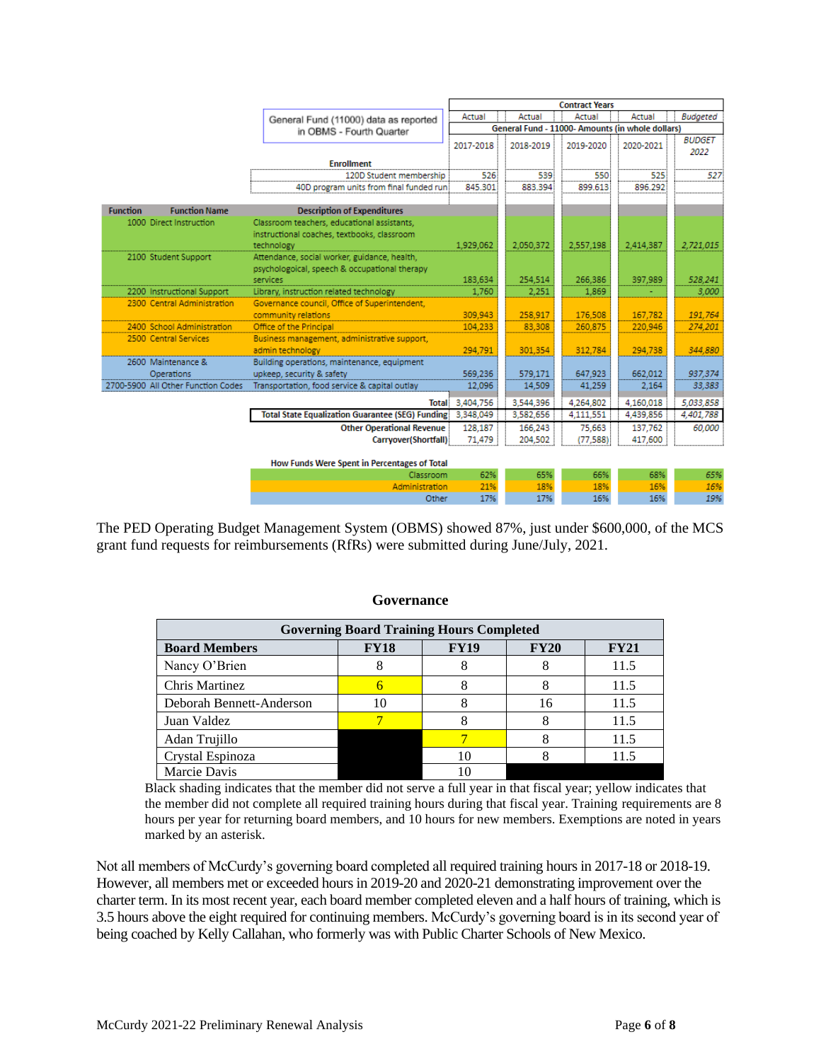| General Fund (11000) data as reported in OBMS - Fourth Quarter | | Contract Years | | | | |
|---|---|---|---|---|---|---|
| | | Actual | Actual | Actual | Actual | *Budgeted* |
| | | General Fund - 11000- Amounts (in whole dollars) | | | | |
| | | 2017-2018 | 2018-2019 | 2019-2020 | 2020-2021 | *BUDGET 2022* |
| **Enrollment** | | | | | | |
| | 120D Student membership | 526 | 539 | 550 | 525 | *527* |
| | 40D program units from final funded run | 845.301 | 883.394 | 899.613 | 896.292 | |

| Function | Function Name | Description of Expenditures | 2017-2018 | 2018-2019 | 2019-2020 | 2020-2021 | *BUDGET 2022* |
|---|---|---|---|---|---|---|---|
| 1000 | Direct Instruction | Classroom teachers, educational assistants, instructional coaches, textbooks, classroom technology | 1,929,062 | 2,050,372 | 2,557,198 | 2,414,387 | *2,721,015* |
| 2100 | Student Support | Attendance, social worker, guidance, health, psychologoical, speech & occupational therapy services | 183,634 | 254,514 | 266,386 | 397,989 | *528,241* |
| 2200 | Instructional Support | Library, instruction related technology | 1,760 | 2,251 | 1,869 | - | *3,000* |
| 2300 | Central Administration | Governance council, Office of Superintendent, community relations | 309,943 | 258,917 | 176,508 | 167,782 | *191,764* |
| 2400 | School Administration | Office of the Principal | 104,233 | 83,308 | 260,875 | 220,946 | *274,201* |
| 2500 | Central Services | Business management, administrative support, admin technology | 294,791 | 301,354 | 312,784 | 294,738 | *344,880* |
| 2600 | Maintenance & Operations | Building operations, maintenance, equipment upkeep, security & safety | 569,236 | 579,171 | 647,923 | 662,012 | *937,374* |
| 2700-5900 | All Other Function Codes | Transportation, food service & capital outlay | 12,096 | 14,509 | 41,259 | 2,164 | *33,383* |
| | | **Total** | 3,404,756 | 3,544,396 | 4,264,802 | 4,160,018 | *5,033,858* |
| | | **Total State Equalization Guarantee (SEG) Funding** | 3,348,049 | 3,582,656 | 4,111,551 | 4,439,856 | *4,401,788* |
| | | **Other Operational Revenue** | 128,187 | 166,243 | 75,663 | 137,762 | *60,000* |
| | | **Carryover(Shortfall)** | 71,479 | 204,502 | (77,588) | 417,600 | |

| How Funds Were Spent in Percentages of Total | 2017-2018 | 2018-2019 | 2019-2020 | 2020-2021 | *BUDGET 2022* |
|---|---|---|---|---|---|
| Classroom | 62% | 65% | 66% | 68% | *65%* |
| Administration | 21% | 18% | 18% | 16% | *16%* |
| Other | 17% | 17% | 16% | 16% | *19%* |

The PED Operating Budget Management System (OBMS) showed 87%, just under $600,000, of the MCS grant fund requests for reimbursements (RfRs) were submitted during June/July, 2021.

## Governance

| Governing Board Training Hours Completed | | | | |
|---|---|---|---|---|
| **Board Members** | **FY18** | **FY19** | **FY20** | **FY21** |
| Nancy O'Brien | 8 | 8 | 8 | 11.5 |
| Chris Martinez | 6 | 8 | 8 | 11.5 |
| Deborah Bennett-Anderson | 10 | 8 | 16 | 11.5 |
| Juan Valdez | 7 | 8 | 8 | 11.5 |
| Adan Trujillo | | 7 | 8 | 11.5 |
| Crystal Espinoza | | 10 | 8 | 11.5 |
| Marcie Davis | | 10 | | |

Black shading indicates that the member did not serve a full year in that fiscal year; yellow indicates that the member did not complete all required training hours during that fiscal year. Training requirements are 8 hours per year for returning board members, and 10 hours for new members. Exemptions are noted in years marked by an asterisk.

Not all members of McCurdy's governing board completed all required training hours in 2017-18 or 2018-19. However, all members met or exceeded hours in 2019-20 and 2020-21 demonstrating improvement over the charter term. In its most recent year, each board member completed eleven and a half hours of training, which is 3.5 hours above the eight required for continuing members. McCurdy's governing board is in its second year of being coached by Kelly Callahan, who formerly was with Public Charter Schools of New Mexico.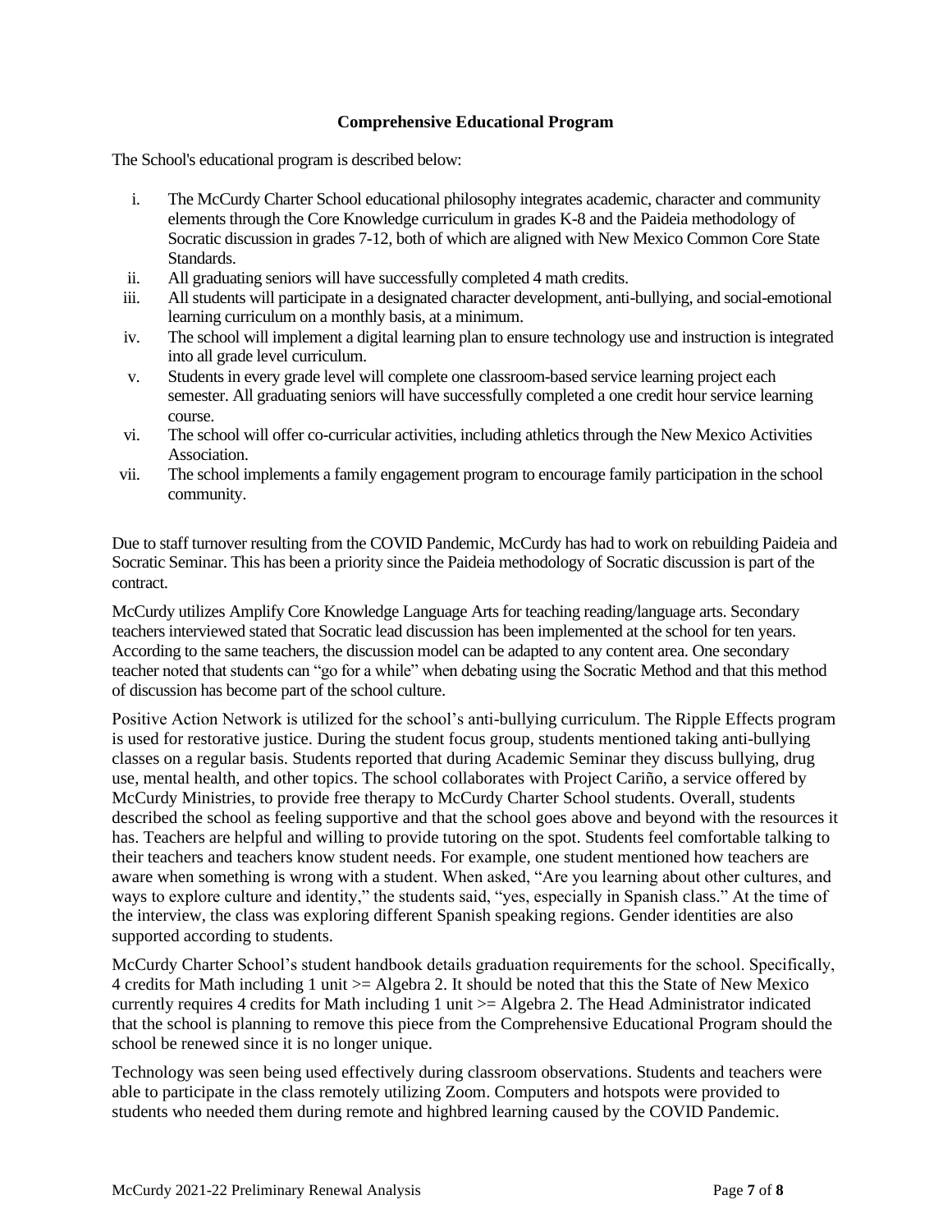**Comprehensive Educational Program**

The School's educational program is described below:

i. The McCurdy Charter School educational philosophy integrates academic, character and community elements through the Core Knowledge curriculum in grades K-8 and the Paideia methodology of Socratic discussion in grades 7-12, both of which are aligned with New Mexico Common Core State Standards.
ii. All graduating seniors will have successfully completed 4 math credits.
iii. All students will participate in a designated character development, anti-bullying, and social-emotional learning curriculum on a monthly basis, at a minimum.
iv. The school will implement a digital learning plan to ensure technology use and instruction is integrated into all grade level curriculum.
v. Students in every grade level will complete one classroom-based service learning project each semester. All graduating seniors will have successfully completed a one credit hour service learning course.
vi. The school will offer co-curricular activities, including athletics through the New Mexico Activities Association.
vii. The school implements a family engagement program to encourage family participation in the school community.

Due to staff turnover resulting from the COVID Pandemic, McCurdy has had to work on rebuilding Paideia and Socratic Seminar. This has been a priority since the Paideia methodology of Socratic discussion is part of the contract.

McCurdy utilizes Amplify Core Knowledge Language Arts for teaching reading/language arts. Secondary teachers interviewed stated that Socratic lead discussion has been implemented at the school for ten years. According to the same teachers, the discussion model can be adapted to any content area. One secondary teacher noted that students can "go for a while" when debating using the Socratic Method and that this method of discussion has become part of the school culture.

Positive Action Network is utilized for the school's anti-bullying curriculum. The Ripple Effects program is used for restorative justice. During the student focus group, students mentioned taking anti-bullying classes on a regular basis. Students reported that during Academic Seminar they discuss bullying, drug use, mental health, and other topics. The school collaborates with Project Cariño, a service offered by McCurdy Ministries, to provide free therapy to McCurdy Charter School students. Overall, students described the school as feeling supportive and that the school goes above and beyond with the resources it has. Teachers are helpful and willing to provide tutoring on the spot. Students feel comfortable talking to their teachers and teachers know student needs. For example, one student mentioned how teachers are aware when something is wrong with a student. When asked, "Are you learning about other cultures, and ways to explore culture and identity," the students said, "yes, especially in Spanish class." At the time of the interview, the class was exploring different Spanish speaking regions. Gender identities are also supported according to students.

McCurdy Charter School's student handbook details graduation requirements for the school. Specifically, 4 credits for Math including 1 unit >= Algebra 2. It should be noted that this the State of New Mexico currently requires 4 credits for Math including 1 unit >= Algebra 2. The Head Administrator indicated that the school is planning to remove this piece from the Comprehensive Educational Program should the school be renewed since it is no longer unique.

Technology was seen being used effectively during classroom observations. Students and teachers were able to participate in the class remotely utilizing Zoom. Computers and hotspots were provided to students who needed them during remote and highbred learning caused by the COVID Pandemic.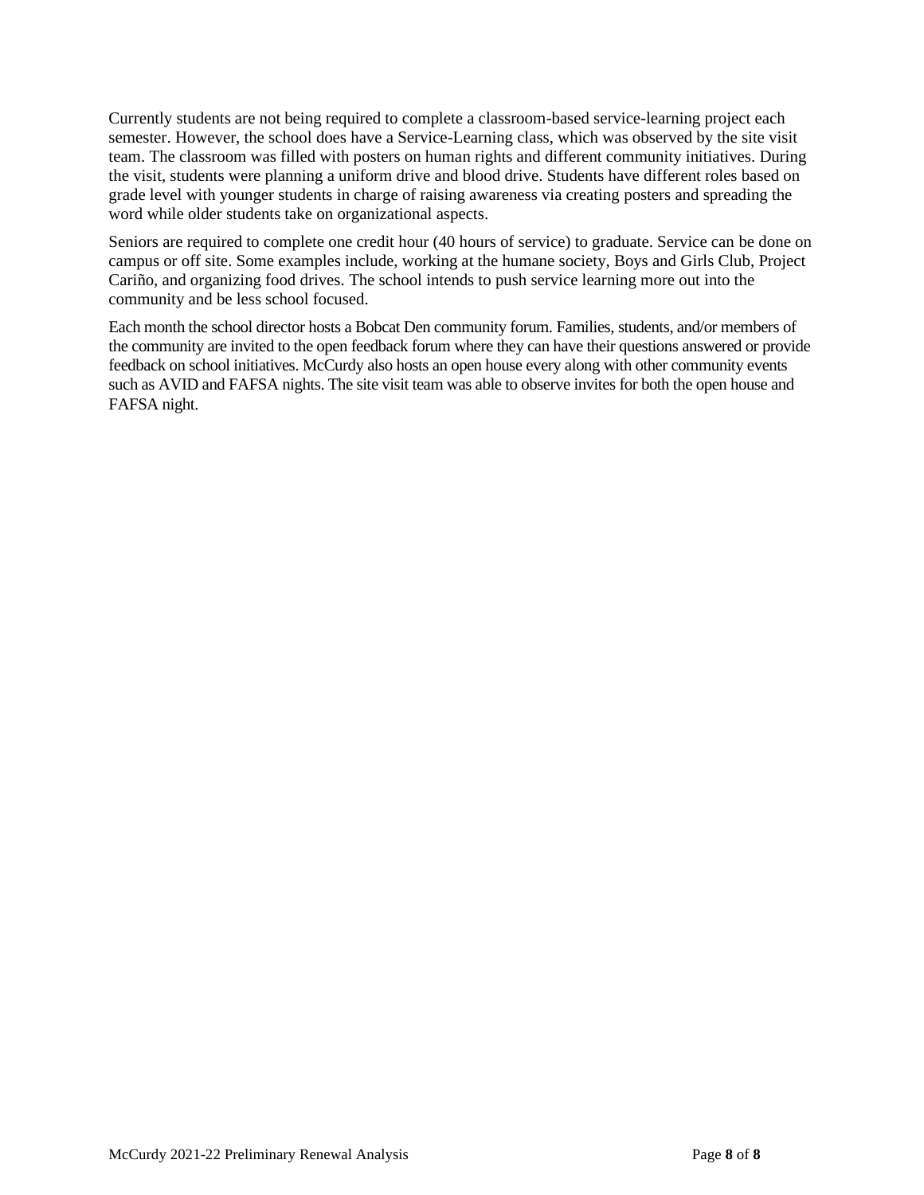Currently students are not being required to complete a classroom-based service-learning project each semester. However, the school does have a Service-Learning class, which was observed by the site visit team. The classroom was filled with posters on human rights and different community initiatives. During the visit, students were planning a uniform drive and blood drive. Students have different roles based on grade level with younger students in charge of raising awareness via creating posters and spreading the word while older students take on organizational aspects.

Seniors are required to complete one credit hour (40 hours of service) to graduate. Service can be done on campus or off site. Some examples include, working at the humane society, Boys and Girls Club, Project Cariño, and organizing food drives. The school intends to push service learning more out into the community and be less school focused.

Each month the school director hosts a Bobcat Den community forum. Families, students, and/or members of the community are invited to the open feedback forum where they can have their questions answered or provide feedback on school initiatives. McCurdy also hosts an open house every along with other community events such as AVID and FAFSA nights. The site visit team was able to observe invites for both the open house and FAFSA night.